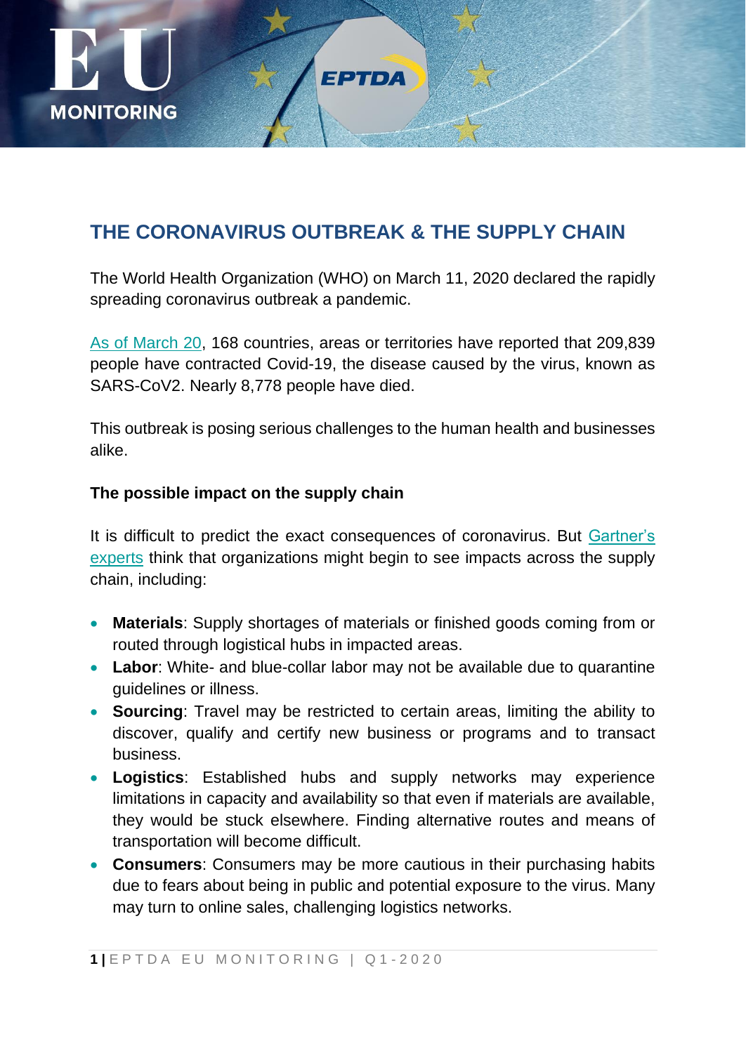# THE CORONAVIRUS OUTBREAK & THE SUPPLY CHAIN

The World Health Organization (WHO) on March 11, 2020 declared the rapidly spreading coronavirus outbreak a pandemic.

As of March 20, 168 countries, areas or territories have reported that 209,839 people have contracted Covid-19, the disease caused by the virus, known as SARS-CoV2. Nearly 8,778 people have died.

This outbreak is posing serious challenges to the human health and businesses alike.

**The possible impact on the supply chain**

It is difficult to predict the exact consequences of coronavirus. But Gartner's experts think that organizations might begin to see impacts across the supply chain, including:

- **Materials**: Supply shortages of materials or finished goods coming from or routed through logistical hubs in impacted areas.
- **Labor**: White- and blue-collar labor may not be available due to quarantine guidelines or illness.
- **Sourcing**: Travel may be restricted to certain areas, limiting the ability to discover, qualify and certify new business or programs and to transact business.
- **Logistics**: Established hubs and supply networks may experience limitations in capacity and availability so that even if materials are available, they would be stuck elsewhere. Finding alternative routes and means of transportation will become difficult.
- **Consumers**: Consumers may be more cautious in their purchasing habits due to fears about being in public and potential exposure to the virus. Many may turn to online sales, challenging logistics networks.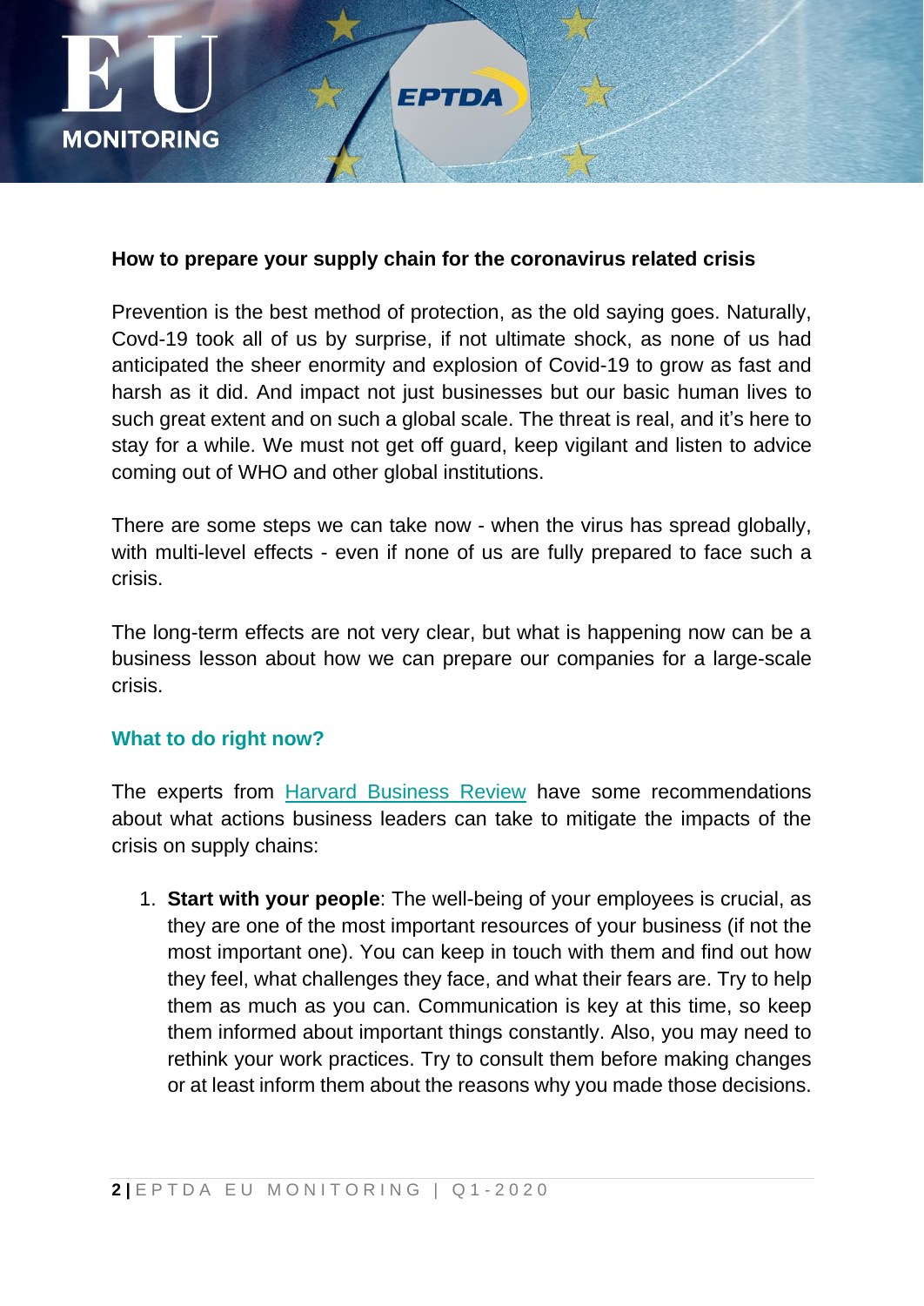**How to prepare your supply chain for the coronavirus related crisis**

Prevention is the best method of protection, as the old saying goes. Naturally, Covd-19 took all of us by surprise, if not ultimate shock, as none of us had anticipated the sheer enormity and explosion of Covid-19 to grow as fast and harsh as it did. And impact not just businesses but our basic human lives to such great extent and on such a global scale. The threat is real, and it's here to stay for a while. We must not get off guard, keep vigilant and listen to advice coming out of WHO and other global institutions.

There are some steps we can take now - when the virus has spread globally, with multi-level effects - even if none of us are fully prepared to face such a crisis.

The long-term effects are not very clear, but what is happening now can be a business lesson about how we can prepare our companies for a large-scale crisis.

## What to do right now?

The experts from Harvard Business Review have some recommendations about what actions business leaders can take to mitigate the impacts of the crisis on supply chains:

1. **Start with your people**: The well-being of your employees is crucial, as they are one of the most important resources of your business (if not the most important one). You can keep in touch with them and find out how they feel, what challenges they face, and what their fears are. Try to help them as much as you can. Communication is key at this time, so keep them informed about important things constantly. Also, you may need to rethink your work practices. Try to consult them before making changes or at least inform them about the reasons why you made those decisions.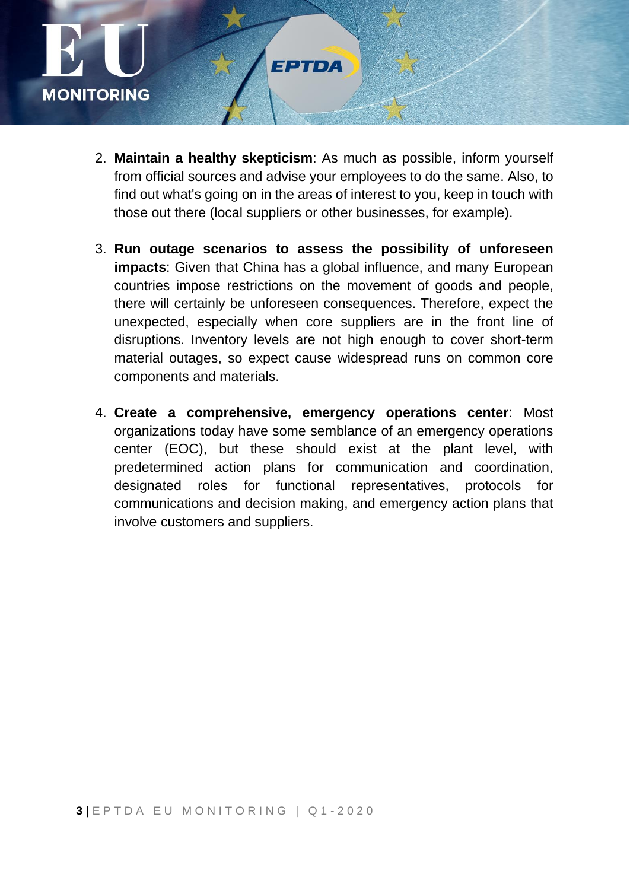2. **Maintain a healthy skepticism**: As much as possible, inform yourself from official sources and advise your employees to do the same. Also, to find out what's going on in the areas of interest to you, keep in touch with those out there (local suppliers or other businesses, for example).

3. **Run outage scenarios to assess the possibility of unforeseen impacts**: Given that China has a global influence, and many European countries impose restrictions on the movement of goods and people, there will certainly be unforeseen consequences. Therefore, expect the unexpected, especially when core suppliers are in the front line of disruptions. Inventory levels are not high enough to cover short-term material outages, so expect cause widespread runs on common core components and materials.

4. **Create a comprehensive, emergency operations center**: Most organizations today have some semblance of an emergency operations center (EOC), but these should exist at the plant level, with predetermined action plans for communication and coordination, designated roles for functional representatives, protocols for communications and decision making, and emergency action plans that involve customers and suppliers.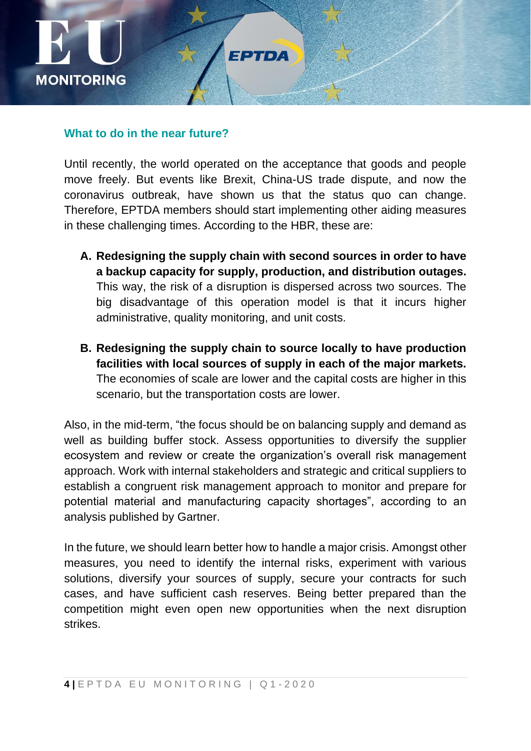## What to do in the near future?

Until recently, the world operated on the acceptance that goods and people move freely. But events like Brexit, China-US trade dispute, and now the coronavirus outbreak, have shown us that the status quo can change. Therefore, EPTDA members should start implementing other aiding measures in these challenging times. According to the HBR, these are:

A. **Redesigning the supply chain with second sources in order to have a backup capacity for supply, production, and distribution outages.** This way, the risk of a disruption is dispersed across two sources. The big disadvantage of this operation model is that it incurs higher administrative, quality monitoring, and unit costs.

B. **Redesigning the supply chain to source locally to have production facilities with local sources of supply in each of the major markets.** The economies of scale are lower and the capital costs are higher in this scenario, but the transportation costs are lower.

Also, in the mid-term, "the focus should be on balancing supply and demand as well as building buffer stock. Assess opportunities to diversify the supplier ecosystem and review or create the organization's overall risk management approach. Work with internal stakeholders and strategic and critical suppliers to establish a congruent risk management approach to monitor and prepare for potential material and manufacturing capacity shortages", according to an analysis published by Gartner.

In the future, we should learn better how to handle a major crisis. Amongst other measures, you need to identify the internal risks, experiment with various solutions, diversify your sources of supply, secure your contracts for such cases, and have sufficient cash reserves. Being better prepared than the competition might even open new opportunities when the next disruption strikes.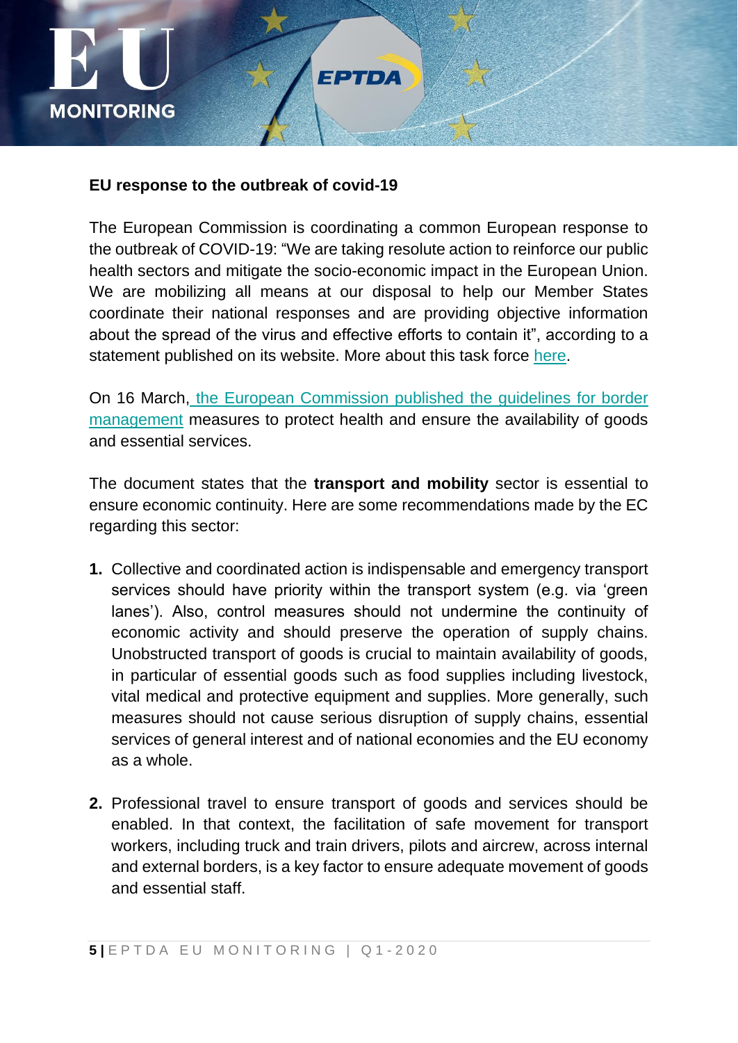**EU response to the outbreak of covid-19**

The European Commission is coordinating a common European response to the outbreak of COVID-19: "We are taking resolute action to reinforce our public health sectors and mitigate the socio-economic impact in the European Union. We are mobilizing all means at our disposal to help our Member States coordinate their national responses and are providing objective information about the spread of the virus and effective efforts to contain it", according to a statement published on its website. More about this task force here.

On 16 March, the European Commission published the guidelines for border management measures to protect health and ensure the availability of goods and essential services.

The document states that the **transport and mobility** sector is essential to ensure economic continuity. Here are some recommendations made by the EC regarding this sector:

1. Collective and coordinated action is indispensable and emergency transport services should have priority within the transport system (e.g. via 'green lanes'). Also, control measures should not undermine the continuity of economic activity and should preserve the operation of supply chains. Unobstructed transport of goods is crucial to maintain availability of goods, in particular of essential goods such as food supplies including livestock, vital medical and protective equipment and supplies. More generally, such measures should not cause serious disruption of supply chains, essential services of general interest and of national economies and the EU economy as a whole.

2. Professional travel to ensure transport of goods and services should be enabled. In that context, the facilitation of safe movement for transport workers, including truck and train drivers, pilots and aircrew, across internal and external borders, is a key factor to ensure adequate movement of goods and essential staff.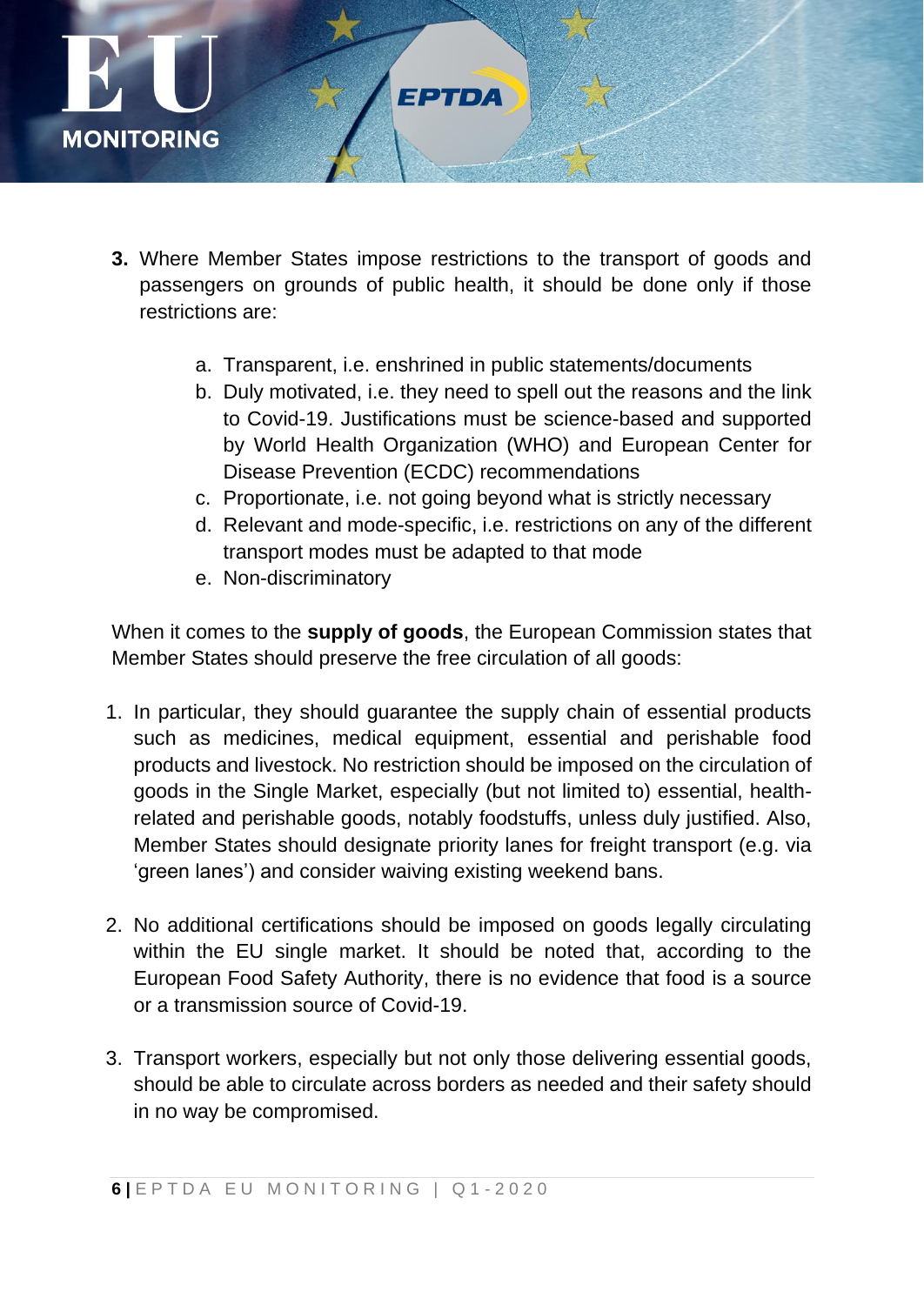3. Where Member States impose restrictions to the transport of goods and passengers on grounds of public health, it should be done only if those restrictions are:

    a. Transparent, i.e. enshrined in public statements/documents
    b. Duly motivated, i.e. they need to spell out the reasons and the link to Covid-19. Justifications must be science-based and supported by World Health Organization (WHO) and European Center for Disease Prevention (ECDC) recommendations
    c. Proportionate, i.e. not going beyond what is strictly necessary
    d. Relevant and mode-specific, i.e. restrictions on any of the different transport modes must be adapted to that mode
    e. Non-discriminatory

When it comes to the **supply of goods**, the European Commission states that Member States should preserve the free circulation of all goods:

1. In particular, they should guarantee the supply chain of essential products such as medicines, medical equipment, essential and perishable food products and livestock. No restriction should be imposed on the circulation of goods in the Single Market, especially (but not limited to) essential, health-related and perishable goods, notably foodstuffs, unless duly justified. Also, Member States should designate priority lanes for freight transport (e.g. via 'green lanes') and consider waiving existing weekend bans.

2. No additional certifications should be imposed on goods legally circulating within the EU single market. It should be noted that, according to the European Food Safety Authority, there is no evidence that food is a source or a transmission source of Covid-19.

3. Transport workers, especially but not only those delivering essential goods, should be able to circulate across borders as needed and their safety should in no way be compromised.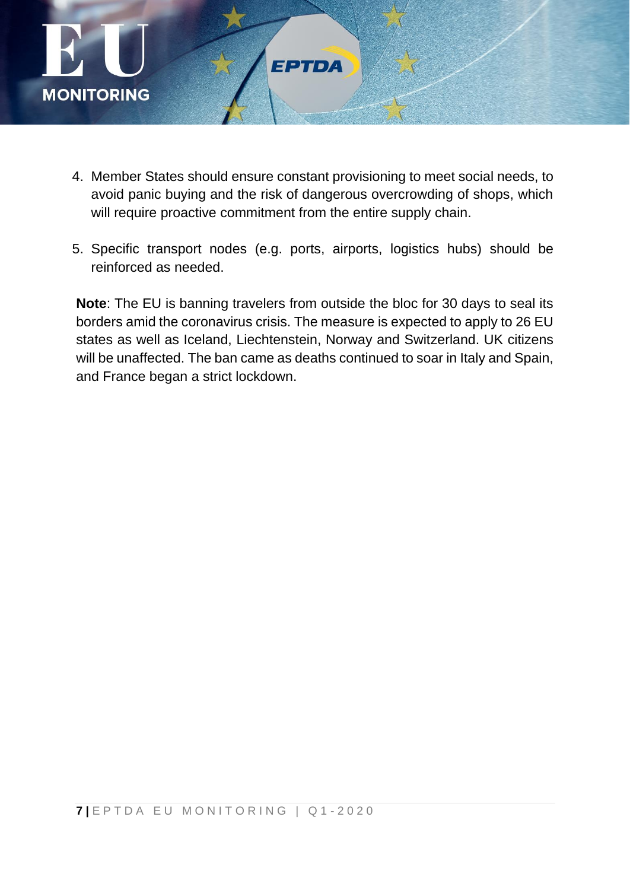4. Member States should ensure constant provisioning to meet social needs, to avoid panic buying and the risk of dangerous overcrowding of shops, which will require proactive commitment from the entire supply chain.

5. Specific transport nodes (e.g. ports, airports, logistics hubs) should be reinforced as needed.

**Note**: The EU is banning travelers from outside the bloc for 30 days to seal its borders amid the coronavirus crisis. The measure is expected to apply to 26 EU states as well as Iceland, Liechtenstein, Norway and Switzerland. UK citizens will be unaffected. The ban came as deaths continued to soar in Italy and Spain, and France began a strict lockdown.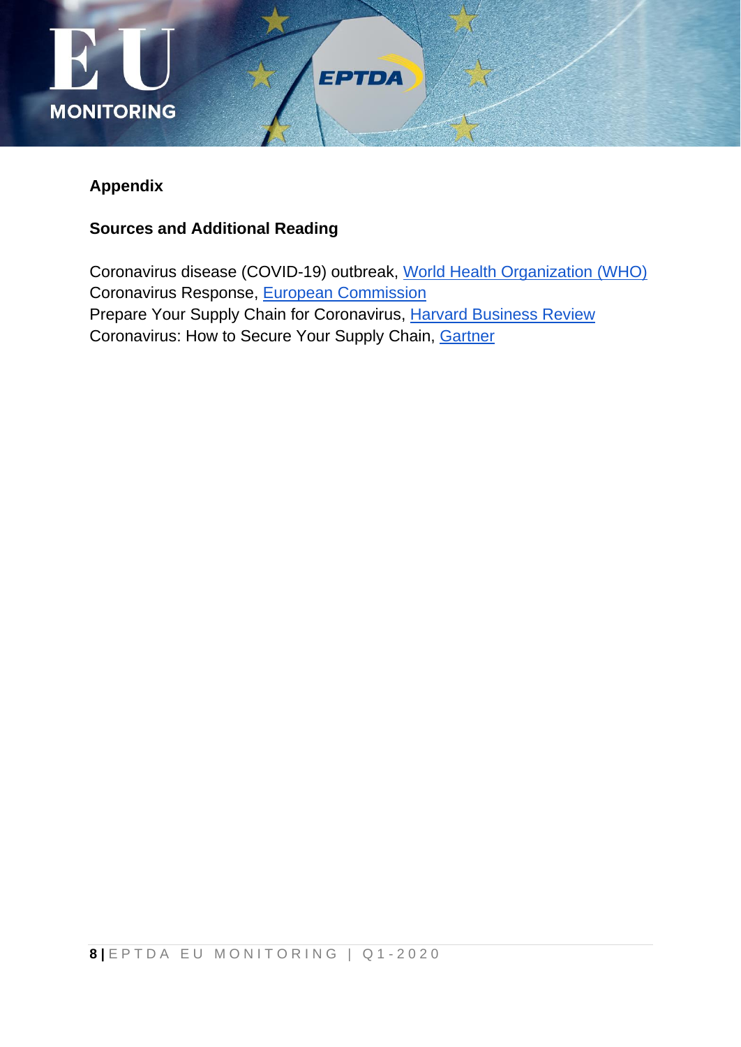## Appendix

### Sources and Additional Reading

Coronavirus disease (COVID-19) outbreak, World Health Organization (WHO)
Coronavirus Response, European Commission
Prepare Your Supply Chain for Coronavirus, Harvard Business Review
Coronavirus: How to Secure Your Supply Chain, Gartner